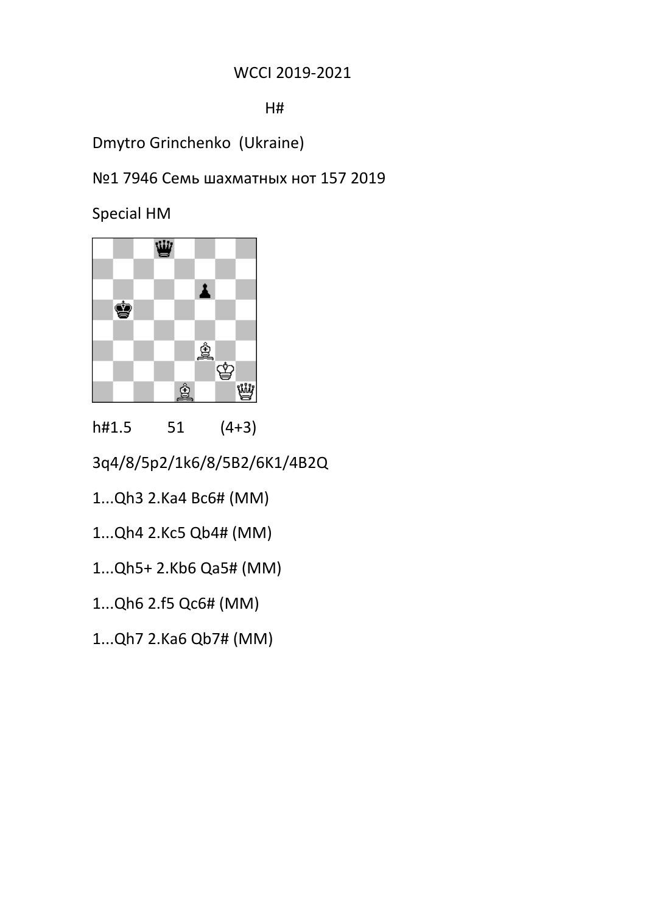WCCI 2019-2021

H#

Dmytro Grinchenko (Ukraine)

№1 7946 Семь шахматных нот 157 2019

Special HM

h#1.5 51 (4+3)

3q4/8/5p2/1k6/8/5B2/6K1/4B2Q

1...Qh3 2.Ka4 Bc6# (MM)

1...Qh4 2.Kc5 Qb4# (MM)

1...Qh5+ 2.Kb6 Qa5# (MM)

1...Qh6 2.f5 Qc6# (MM)

1...Qh7 2.Ka6 Qb7# (MM)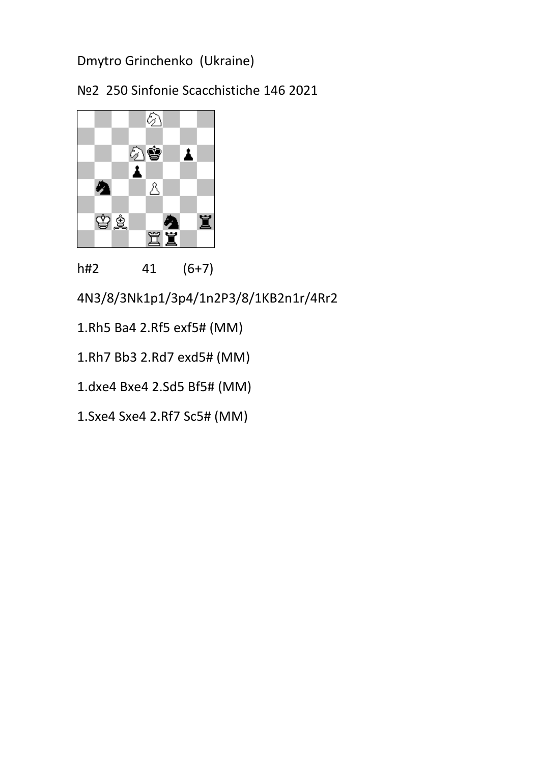Dmytro Grinchenko (Ukraine)

№2 250 Sinfonie Scacchistiche 146 2021

h#2 41 (6+7)

4N3/8/3Nk1p1/3p4/1n2P3/8/1KB2n1r/4Rr2

1.Rh5 Ba4 2.Rf5 exf5# (MM)

1.Rh7 Bb3 2.Rd7 exd5# (MM)

1.dxe4 Bxe4 2.Sd5 Bf5# (MM)

1.Sxe4 Sxe4 2.Rf7 Sc5# (MM)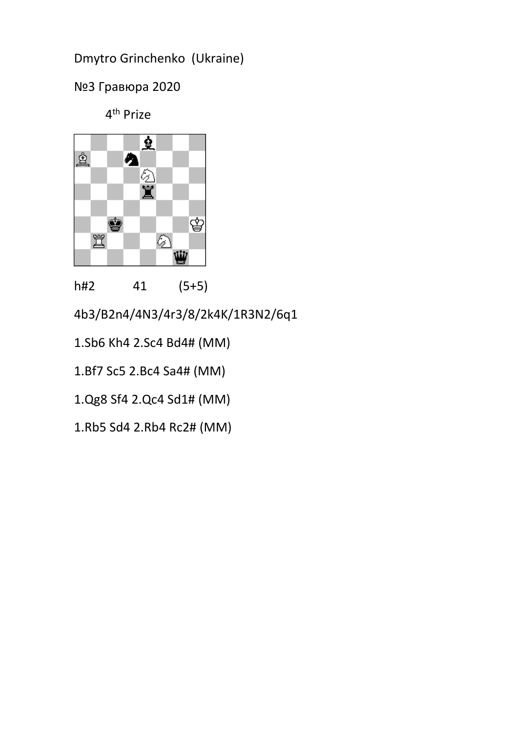Dmytro Grinchenko (Ukraine)

№3 Гравюра 2020

4th Prize

h#2 41 (5+5)

4b3/B2n4/4N3/4r3/8/2k4K/1R3N2/6q1

1.Sb6 Kh4 2.Sc4 Bd4# (MM)

1.Bf7 Sc5 2.Bc4 Sa4# (MM)

1.Qg8 Sf4 2.Qc4 Sd1# (MM)

1.Rb5 Sd4 2.Rb4 Rc2# (MM)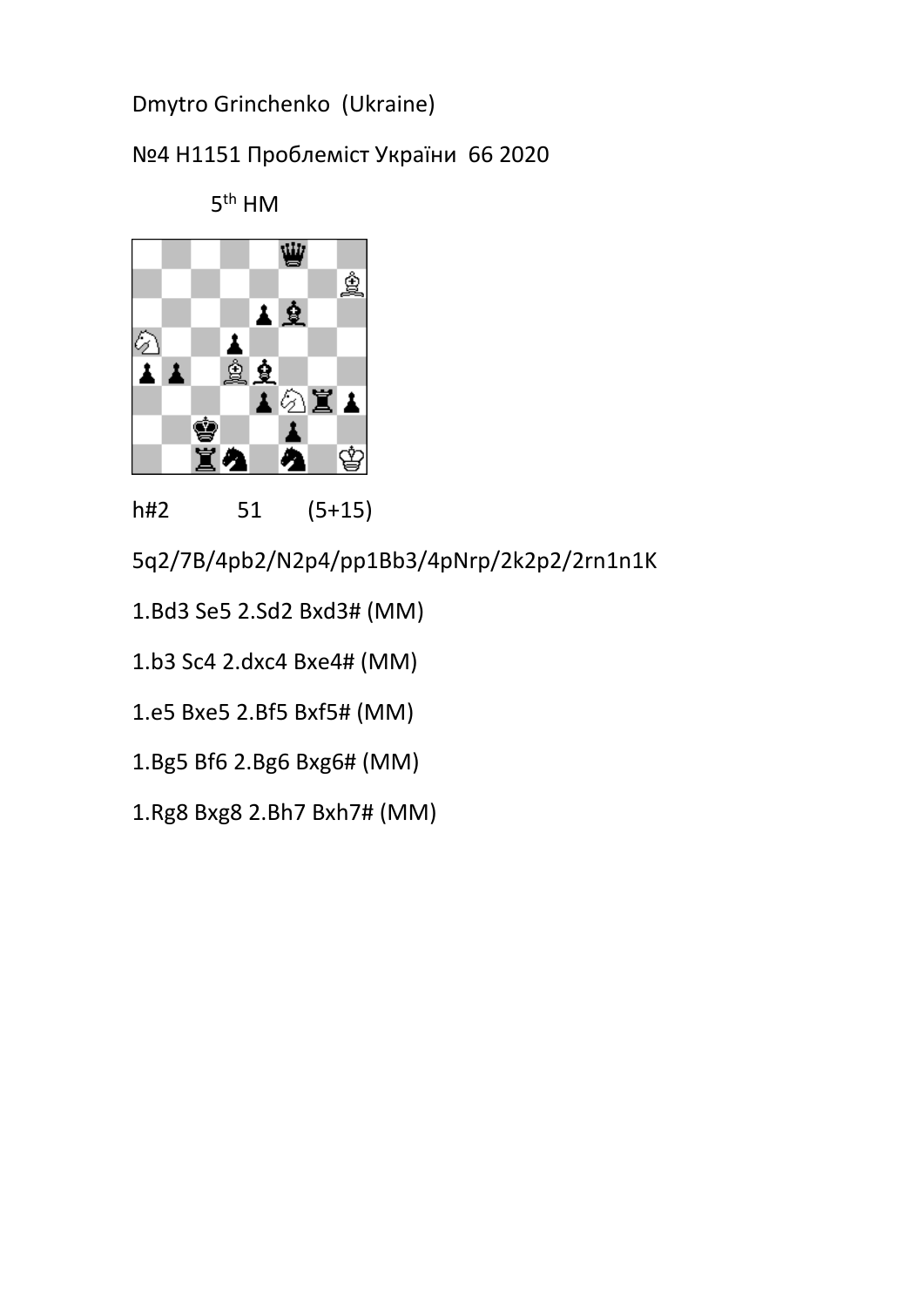Dmytro Grinchenko (Ukraine)

№4 H1151 Проблеміст України 66 2020

5th HM

h#2 51 (5+15)

5q2/7B/4pb2/N2p4/pp1Bb3/4pNrp/2k2p2/2rn1n1K

1.Bd3 Se5 2.Sd2 Bxd3# (MM)

1.b3 Sc4 2.dxc4 Bxe4# (MM)

1.e5 Bxe5 2.Bf5 Bxf5# (MM)

1.Bg5 Bf6 2.Bg6 Bxg6# (MM)

1.Rg8 Bxg8 2.Bh7 Bxh7# (MM)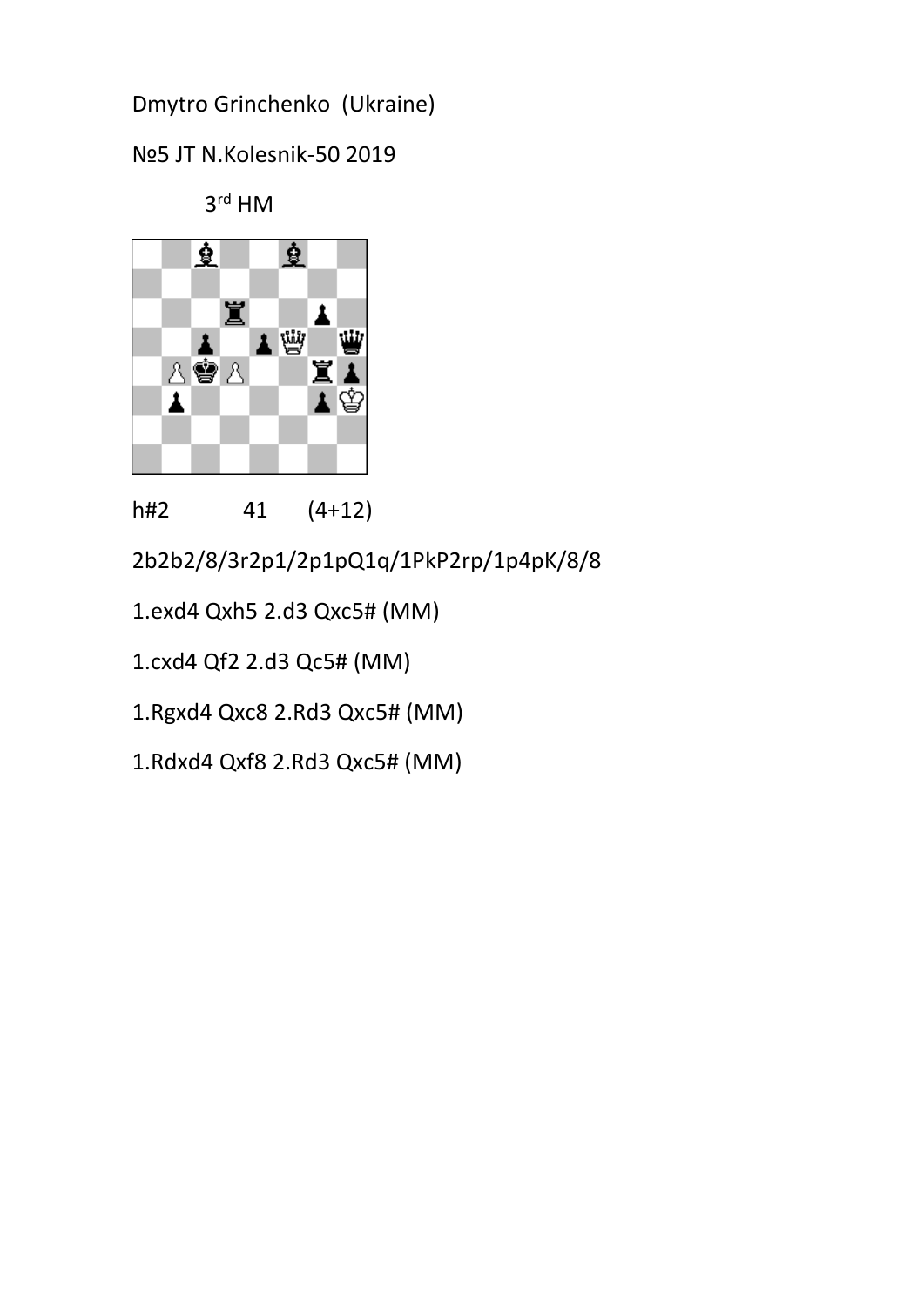Dmytro Grinchenko (Ukraine)

№5 JT N.Kolesnik-50 2019

3rd HM

h#2 41 (4+12)

2b2b2/8/3r2p1/2p1pQ1q/1PkP2rp/1p4pK/8/8

1.exd4 Qxh5 2.d3 Qxc5# (MM)

1.cxd4 Qf2 2.d3 Qc5# (MM)

1.Rgxd4 Qxc8 2.Rd3 Qxc5# (MM)

1.Rdxd4 Qxf8 2.Rd3 Qxc5# (MM)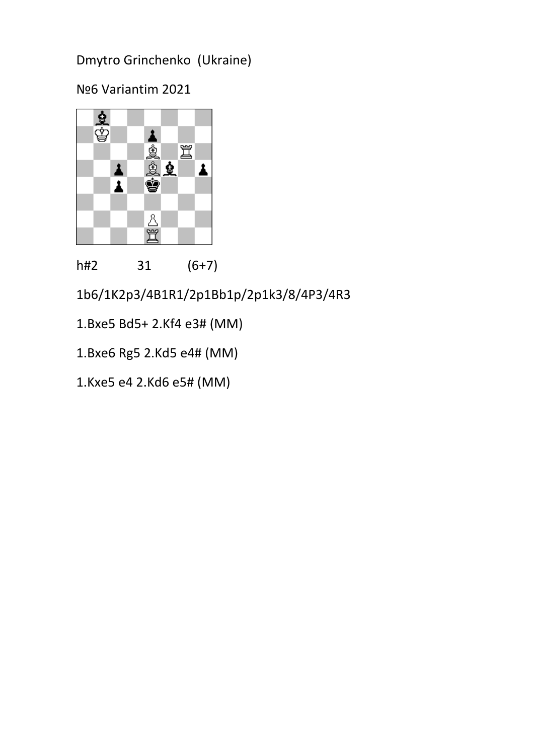Dmytro Grinchenko (Ukraine)

№6 Variantim 2021

h#2 31 (6+7)

1b6/1K2p3/4B1R1/2p1Bb1p/2p1k3/8/4P3/4R3

1.Bxe5 Bd5+ 2.Kf4 e3# (MM)

1.Bxe6 Rg5 2.Kd5 e4# (MM)

1.Kxe5 e4 2.Kd6 e5# (MM)